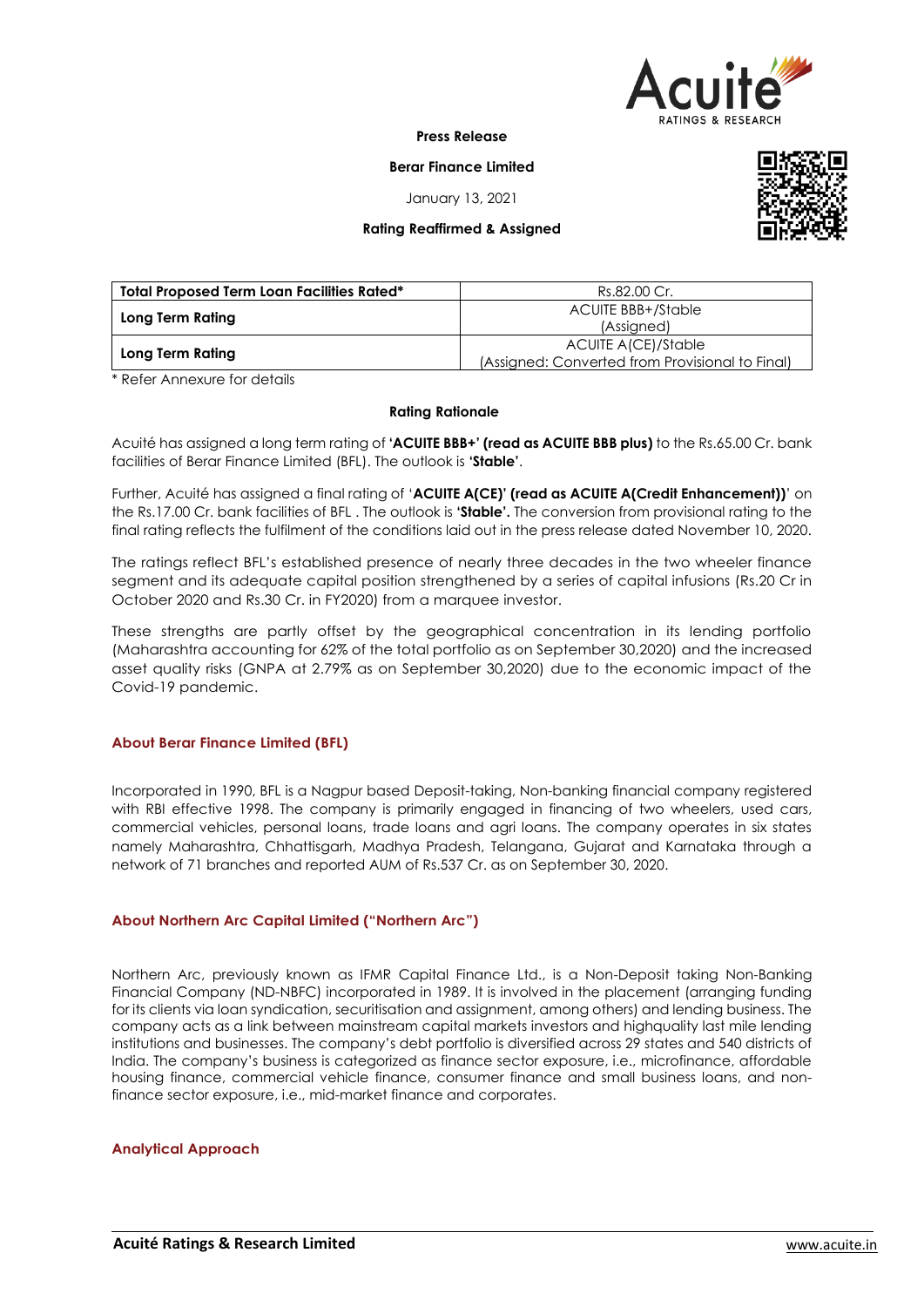**Press Release**

**Berar Finance Limited**

January 13, 2021

**Rating Reaffirmed & Assigned**

| **Total Proposed Term Loan Facilities Rated*** | Rs.82.00 Cr. |
|---|---|
| **Long Term Rating** | ACUITE BBB+/Stable (Assigned) |
| **Long Term Rating** | ACUITE A(CE)/Stable (Assigned: Converted from Provisional to Final) |

\* Refer Annexure for details

**Rating Rationale**

Acuité has assigned a long term rating of **'ACUITE BBB+' (read as ACUITE BBB plus)** to the Rs.65.00 Cr. bank facilities of Berar Finance Limited (BFL). The outlook is **'Stable'**.

Further, Acuité has assigned a final rating of '**ACUITE A(CE)' (read as ACUITE A(Credit Enhancement))**' on the Rs.17.00 Cr. bank facilities of BFL . The outlook is **'Stable'.** The conversion from provisional rating to the final rating reflects the fulfilment of the conditions laid out in the press release dated November 10, 2020.

The ratings reflect BFL's established presence of nearly three decades in the two wheeler finance segment and its adequate capital position strengthened by a series of capital infusions (Rs.20 Cr in October 2020 and Rs.30 Cr. in FY2020) from a marquee investor.

These strengths are partly offset by the geographical concentration in its lending portfolio (Maharashtra accounting for 62% of the total portfolio as on September 30,2020) and the increased asset quality risks (GNPA at 2.79% as on September 30,2020) due to the economic impact of the Covid-19 pandemic.

## About Berar Finance Limited (BFL)

Incorporated in 1990, BFL is a Nagpur based Deposit-taking, Non-banking financial company registered with RBI effective 1998. The company is primarily engaged in financing of two wheelers, used cars, commercial vehicles, personal loans, trade loans and agri loans. The company operates in six states namely Maharashtra, Chhattisgarh, Madhya Pradesh, Telangana, Gujarat and Karnataka through a network of 71 branches and reported AUM of Rs.537 Cr. as on September 30, 2020.

## About Northern Arc Capital Limited ("Northern Arc")

Northern Arc, previously known as IFMR Capital Finance Ltd., is a Non-Deposit taking Non-Banking Financial Company (ND-NBFC) incorporated in 1989. It is involved in the placement (arranging funding for its clients via loan syndication, securitisation and assignment, among others) and lending business. The company acts as a link between mainstream capital markets investors and highquality last mile lending institutions and businesses. The company's debt portfolio is diversified across 29 states and 540 districts of India. The company's business is categorized as finance sector exposure, i.e., microfinance, affordable housing finance, commercial vehicle finance, consumer finance and small business loans, and non-finance sector exposure, i.e., mid-market finance and corporates.

## Analytical Approach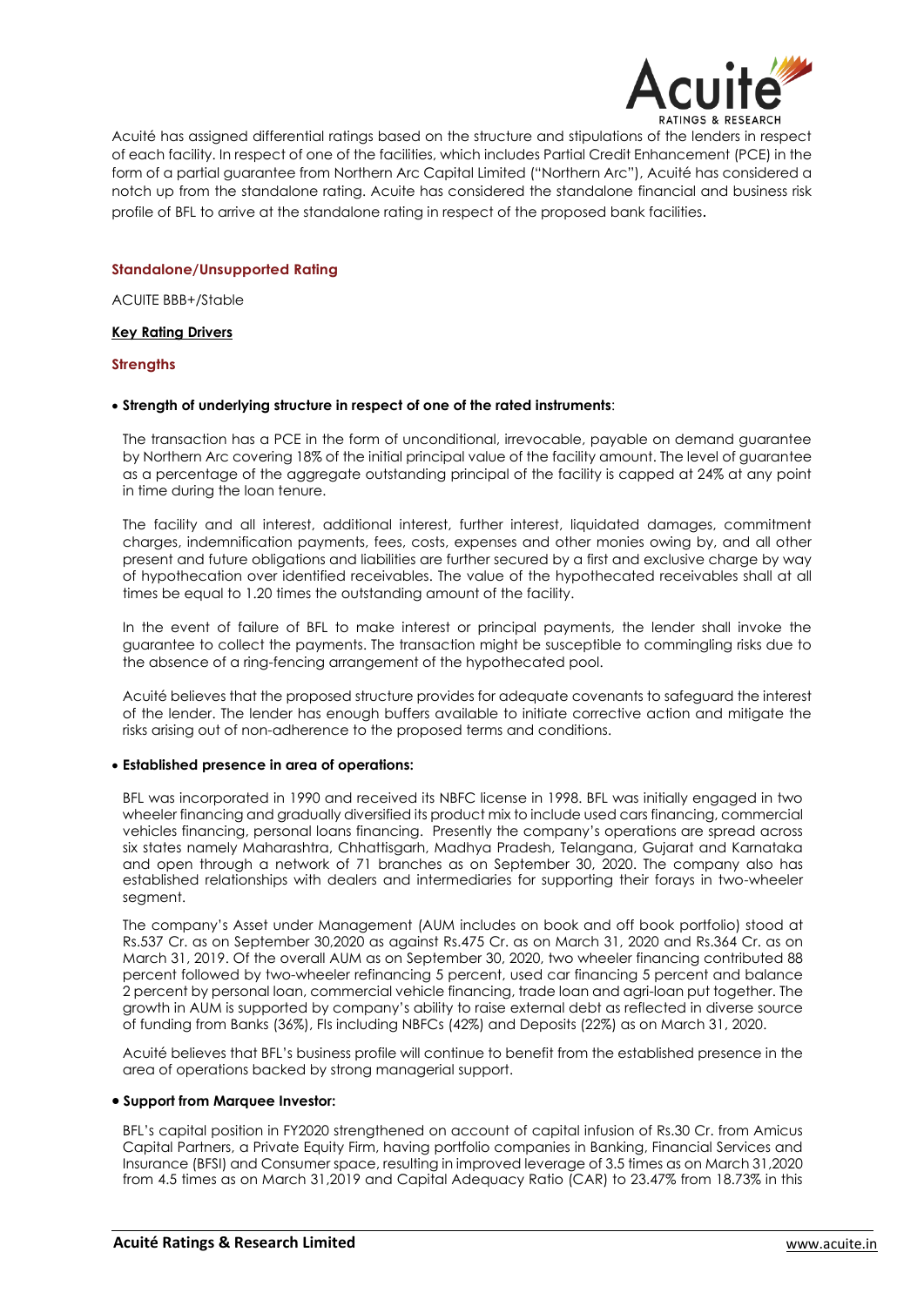Acuité has assigned differential ratings based on the structure and stipulations of the lenders in respect of each facility. In respect of one of the facilities, which includes Partial Credit Enhancement (PCE) in the form of a partial guarantee from Northern Arc Capital Limited ("Northern Arc"), Acuité has considered a notch up from the standalone rating. Acuite has considered the standalone financial and business risk profile of BFL to arrive at the standalone rating in respect of the proposed bank facilities.

### Standalone/Unsupported Rating

ACUITE BBB+/Stable

## Key Rating Drivers

### Strengths

- **Strength of underlying structure in respect of one of the rated instruments**:

  The transaction has a PCE in the form of unconditional, irrevocable, payable on demand guarantee by Northern Arc covering 18% of the initial principal value of the facility amount. The level of guarantee as a percentage of the aggregate outstanding principal of the facility is capped at 24% at any point in time during the loan tenure.

  The facility and all interest, additional interest, further interest, liquidated damages, commitment charges, indemnification payments, fees, costs, expenses and other monies owing by, and all other present and future obligations and liabilities are further secured by a first and exclusive charge by way of hypothecation over identified receivables. The value of the hypothecated receivables shall at all times be equal to 1.20 times the outstanding amount of the facility.

  In the event of failure of BFL to make interest or principal payments, the lender shall invoke the guarantee to collect the payments. The transaction might be susceptible to commingling risks due to the absence of a ring-fencing arrangement of the hypothecated pool.

  Acuité believes that the proposed structure provides for adequate covenants to safeguard the interest of the lender. The lender has enough buffers available to initiate corrective action and mitigate the risks arising out of non-adherence to the proposed terms and conditions.

- **Established presence in area of operations:**

  BFL was incorporated in 1990 and received its NBFC license in 1998. BFL was initially engaged in two wheeler financing and gradually diversified its product mix to include used cars financing, commercial vehicles financing, personal loans financing. Presently the company's operations are spread across six states namely Maharashtra, Chhattisgarh, Madhya Pradesh, Telangana, Gujarat and Karnataka and open through a network of 71 branches as on September 30, 2020. The company also has established relationships with dealers and intermediaries for supporting their forays in two-wheeler segment.

  The company's Asset under Management (AUM includes on book and off book portfolio) stood at Rs.537 Cr. as on September 30,2020 as against Rs.475 Cr. as on March 31, 2020 and Rs.364 Cr. as on March 31, 2019. Of the overall AUM as on September 30, 2020, two wheeler financing contributed 88 percent followed by two-wheeler refinancing 5 percent, used car financing 5 percent and balance 2 percent by personal loan, commercial vehicle financing, trade loan and agri-loan put together. The growth in AUM is supported by company's ability to raise external debt as reflected in diverse source of funding from Banks (36%), FIs including NBFCs (42%) and Deposits (22%) as on March 31, 2020.

  Acuité believes that BFL's business profile will continue to benefit from the established presence in the area of operations backed by strong managerial support.

- **Support from Marquee Investor:**

  BFL's capital position in FY2020 strengthened on account of capital infusion of Rs.30 Cr. from Amicus Capital Partners, a Private Equity Firm, having portfolio companies in Banking, Financial Services and Insurance (BFSI) and Consumer space, resulting in improved leverage of 3.5 times as on March 31,2020 from 4.5 times as on March 31,2019 and Capital Adequacy Ratio (CAR) to 23.47% from 18.73% in this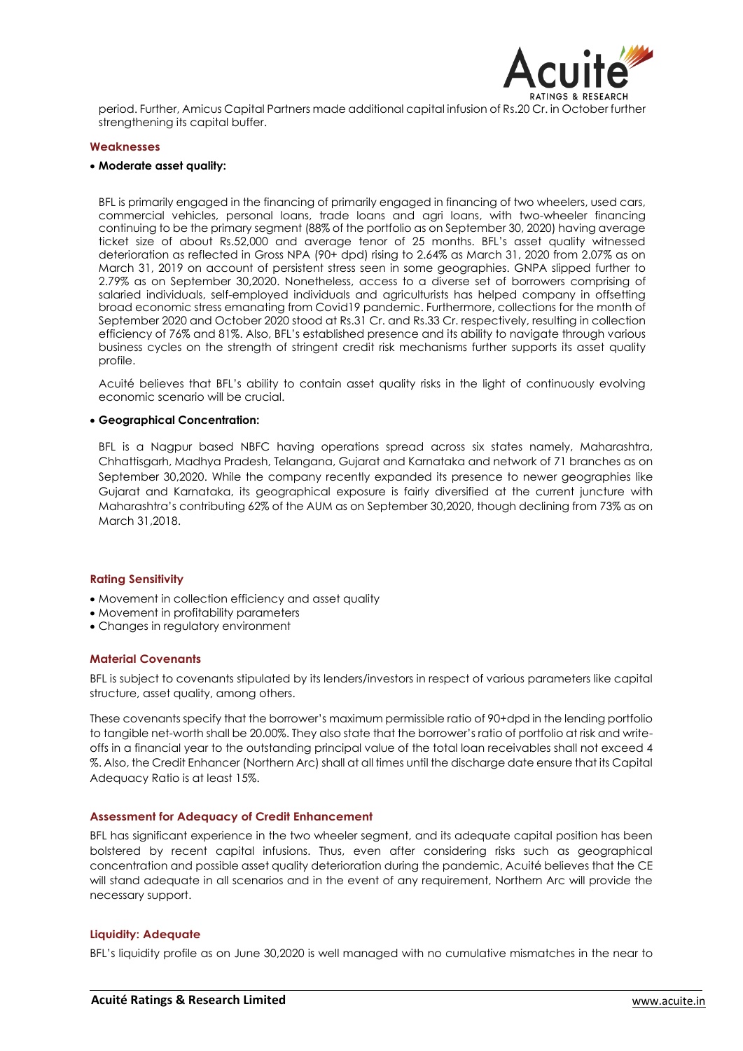period. Further, Amicus Capital Partners made additional capital infusion of Rs.20 Cr. in October further strengthening its capital buffer.

### Weaknesses

- **Moderate asset quality:**

BFL is primarily engaged in the financing of primarily engaged in financing of two wheelers, used cars, commercial vehicles, personal loans, trade loans and agri loans, with two-wheeler financing continuing to be the primary segment (88% of the portfolio as on September 30, 2020) having average ticket size of about Rs.52,000 and average tenor of 25 months. BFL's asset quality witnessed deterioration as reflected in Gross NPA (90+ dpd) rising to 2.64% as March 31, 2020 from 2.07% as on March 31, 2019 on account of persistent stress seen in some geographies. GNPA slipped further to 2.79% as on September 30,2020. Nonetheless, access to a diverse set of borrowers comprising of salaried individuals, self-employed individuals and agriculturists has helped company in offsetting broad economic stress emanating from Covid19 pandemic. Furthermore, collections for the month of September 2020 and October 2020 stood at Rs.31 Cr. and Rs.33 Cr. respectively, resulting in collection efficiency of 76% and 81%. Also, BFL's established presence and its ability to navigate through various business cycles on the strength of stringent credit risk mechanisms further supports its asset quality profile.

Acuité believes that BFL's ability to contain asset quality risks in the light of continuously evolving economic scenario will be crucial.

- **Geographical Concentration:**

BFL is a Nagpur based NBFC having operations spread across six states namely, Maharashtra, Chhattisgarh, Madhya Pradesh, Telangana, Gujarat and Karnataka and network of 71 branches as on September 30,2020. While the company recently expanded its presence to newer geographies like Gujarat and Karnataka, its geographical exposure is fairly diversified at the current juncture with Maharashtra's contributing 62% of the AUM as on September 30,2020, though declining from 73% as on March 31,2018.

### Rating Sensitivity

- Movement in collection efficiency and asset quality
- Movement in profitability parameters
- Changes in regulatory environment

### Material Covenants

BFL is subject to covenants stipulated by its lenders/investors in respect of various parameters like capital structure, asset quality, among others.

These covenants specify that the borrower's maximum permissible ratio of 90+dpd in the lending portfolio to tangible net-worth shall be 20.00%. They also state that the borrower's ratio of portfolio at risk and write-offs in a financial year to the outstanding principal value of the total loan receivables shall not exceed 4 %. Also, the Credit Enhancer (Northern Arc) shall at all times until the discharge date ensure that its Capital Adequacy Ratio is at least 15%.

### Assessment for Adequacy of Credit Enhancement

BFL has significant experience in the two wheeler segment, and its adequate capital position has been bolstered by recent capital infusions. Thus, even after considering risks such as geographical concentration and possible asset quality deterioration during the pandemic, Acuité believes that the CE will stand adequate in all scenarios and in the event of any requirement, Northern Arc will provide the necessary support.

### Liquidity: Adequate

BFL's liquidity profile as on June 30,2020 is well managed with no cumulative mismatches in the near to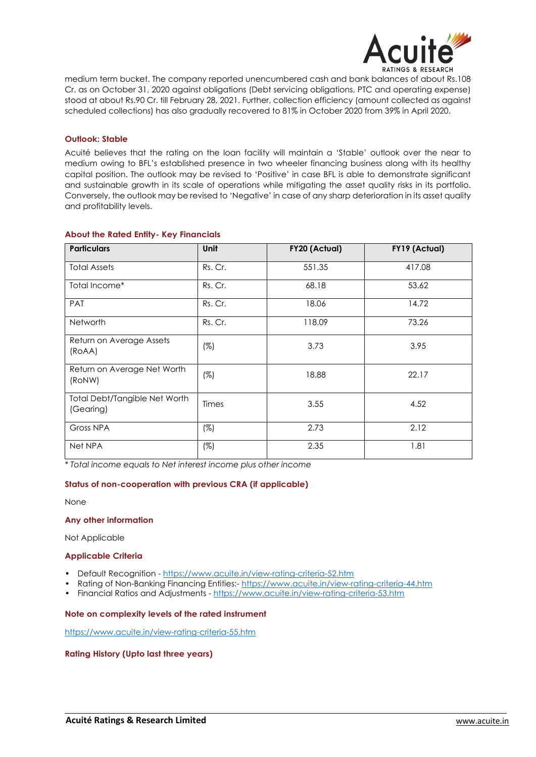medium term bucket. The company reported unencumbered cash and bank balances of about Rs.108 Cr. as on October 31, 2020 against obligations (Debt servicing obligations, PTC and operating expense) stood at about Rs.90 Cr. till February 28, 2021. Further, collection efficiency (amount collected as against scheduled collections) has also gradually recovered to 81% in October 2020 from 39% in April 2020.

**Outlook: Stable**

Acuité believes that the rating on the loan facility will maintain a 'Stable' outlook over the near to medium owing to BFL's established presence in two wheeler financing business along with its healthy capital position. The outlook may be revised to 'Positive' in case BFL is able to demonstrate significant and sustainable growth in its scale of operations while mitigating the asset quality risks in its portfolio. Conversely, the outlook may be revised to 'Negative' in case of any sharp deterioration in its asset quality and profitability levels.

**About the Rated Entity- Key Financials**

| Particulars | Unit | FY20 (Actual) | FY19 (Actual) |
|---|---|---|---|
| Total Assets | Rs. Cr. | 551.35 | 417.08 |
| Total Income* | Rs. Cr. | 68.18 | 53.62 |
| PAT | Rs. Cr. | 18.06 | 14.72 |
| Networth | Rs. Cr. | 118.09 | 73.26 |
| Return on Average Assets (RoAA) | (%) | 3.73 | 3.95 |
| Return on Average Net Worth (RoNW) | (%) | 18.88 | 22.17 |
| Total Debt/Tangible Net Worth (Gearing) | Times | 3.55 | 4.52 |
| Gross NPA | (%) | 2.73 | 2.12 |
| Net NPA | (%) | 2.35 | 1.81 |

*\* Total income equals to Net interest income plus other income*

**Status of non-cooperation with previous CRA (if applicable)**

None

**Any other information**

Not Applicable

**Applicable Criteria**

- Default Recognition - https://www.acuite.in/view-rating-criteria-52.htm
- Rating of Non-Banking Financing Entities:- https://www.acuite.in/view-rating-criteria-44.htm
- Financial Ratios and Adjustments - https://www.acuite.in/view-rating-criteria-53.htm

**Note on complexity levels of the rated instrument**

https://www.acuite.in/view-rating-criteria-55.htm

**Rating History (Upto last three years)**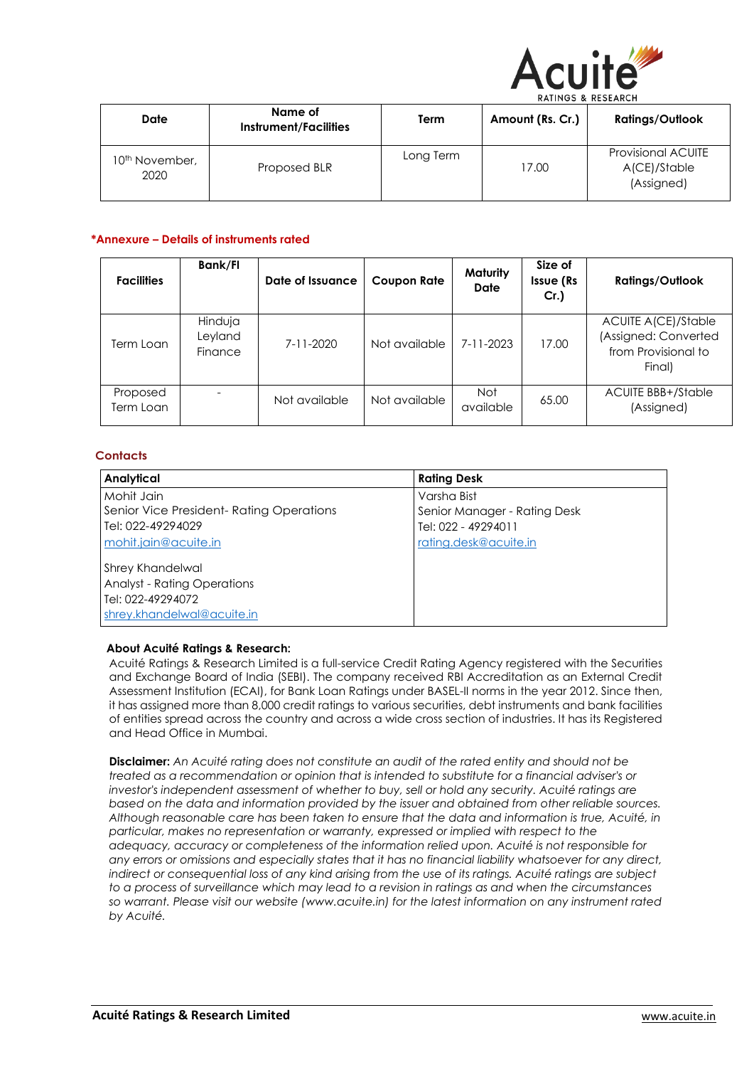| Date | Name of Instrument/Facilities | Term | Amount (Rs. Cr.) | Ratings/Outlook |
|---|---|---|---|---|
| 10th November, 2020 | Proposed BLR | Long Term | 17.00 | Provisional ACUITE A(CE)/Stable (Assigned) |

## *Annexure – Details of instruments rated

| Facilities | Bank/FI | Date of Issuance | Coupon Rate | Maturity Date | Size of Issue (Rs Cr.) | Ratings/Outlook |
|---|---|---|---|---|---|---|
| Term Loan | Hinduja Leyland Finance | 7-11-2020 | Not available | 7-11-2023 | 17.00 | ACUITE A(CE)/Stable (Assigned: Converted from Provisional to Final) |
| Proposed Term Loan | - | Not available | Not available | Not available | 65.00 | ACUITE BBB+/Stable (Assigned) |

## Contacts

| Analytical | Rating Desk |
|---|---|
| Mohit Jain<br>Senior Vice President- Rating Operations<br>Tel: 022-49294029<br>mohit.jain@acuite.in<br><br>Shrey Khandelwal<br>Analyst - Rating Operations<br>Tel: 022-49294072<br>shrey.khandelwal@acuite.in | Varsha Bist<br>Senior Manager - Rating Desk<br>Tel: 022 - 49294011<br>rating.desk@acuite.in |

**About Acuité Ratings & Research:**

Acuité Ratings & Research Limited is a full-service Credit Rating Agency registered with the Securities and Exchange Board of India (SEBI). The company received RBI Accreditation as an External Credit Assessment Institution (ECAI), for Bank Loan Ratings under BASEL-II norms in the year 2012. Since then, it has assigned more than 8,000 credit ratings to various securities, debt instruments and bank facilities of entities spread across the country and across a wide cross section of industries. It has its Registered and Head Office in Mumbai.

**Disclaimer:** *An Acuité rating does not constitute an audit of the rated entity and should not be treated as a recommendation or opinion that is intended to substitute for a financial adviser's or investor's independent assessment of whether to buy, sell or hold any security. Acuité ratings are based on the data and information provided by the issuer and obtained from other reliable sources. Although reasonable care has been taken to ensure that the data and information is true, Acuité, in particular, makes no representation or warranty, expressed or implied with respect to the adequacy, accuracy or completeness of the information relied upon. Acuité is not responsible for any errors or omissions and especially states that it has no financial liability whatsoever for any direct, indirect or consequential loss of any kind arising from the use of its ratings. Acuité ratings are subject to a process of surveillance which may lead to a revision in ratings as and when the circumstances so warrant. Please visit our website (www.acuite.in) for the latest information on any instrument rated by Acuité.*